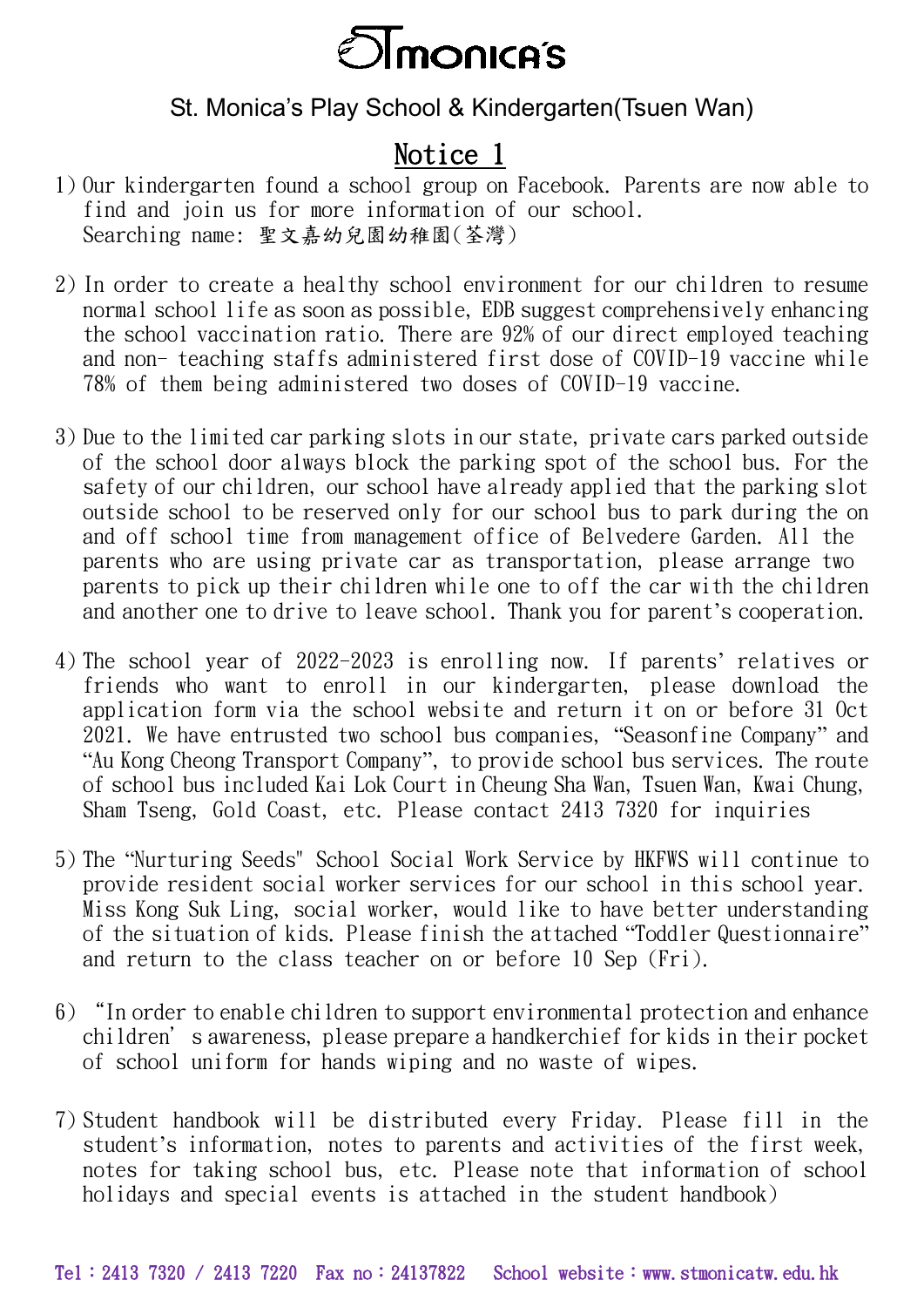# STmonica's

St. Monica's Play School & Kindergarten(Tsuen Wan)

## Notice 1

1) Our kindergarten found a school group on Facebook. Parents are now able to find and join us for more information of our school.
   Searching name: 聖文嘉幼兒園幼稚園(荃灣)

2) In order to create a healthy school environment for our children to resume normal school life as soon as possible, EDB suggest comprehensively enhancing the school vaccination ratio. There are 92% of our direct employed teaching and non- teaching staffs administered first dose of COVID-19 vaccine while 78% of them being administered two doses of COVID-19 vaccine.

3) Due to the limited car parking slots in our state, private cars parked outside of the school door always block the parking spot of the school bus. For the safety of our children, our school have already applied that the parking slot outside school to be reserved only for our school bus to park during the on and off school time from management office of Belvedere Garden. All the parents who are using private car as transportation, please arrange two parents to pick up their children while one to off the car with the children and another one to drive to leave school. Thank you for parent's cooperation.

4) The school year of 2022-2023 is enrolling now. If parents' relatives or friends who want to enroll in our kindergarten, please download the application form via the school website and return it on or before 31 Oct 2021. We have entrusted two school bus companies, "Seasonfine Company" and "Au Kong Cheong Transport Company", to provide school bus services. The route of school bus included Kai Lok Court in Cheung Sha Wan, Tsuen Wan, Kwai Chung, Sham Tseng, Gold Coast, etc. Please contact 2413 7320 for inquiries

5) The "Nurturing Seeds" School Social Work Service by HKFWS will continue to provide resident social worker services for our school in this school year. Miss Kong Suk Ling, social worker, would like to have better understanding of the situation of kids. Please finish the attached "Toddler Questionnaire" and return to the class teacher on or before 10 Sep (Fri).

6) "In order to enable children to support environmental protection and enhance children' s awareness, please prepare a handkerchief for kids in their pocket of school uniform for hands wiping and no waste of wipes.

7) Student handbook will be distributed every Friday. Please fill in the student's information, notes to parents and activities of the first week, notes for taking school bus, etc. Please note that information of school holidays and special events is attached in the student handbook)

Tel：2413 7320 / 2413 7220  Fax no：24137822  School website：www.stmonicatw.edu.hk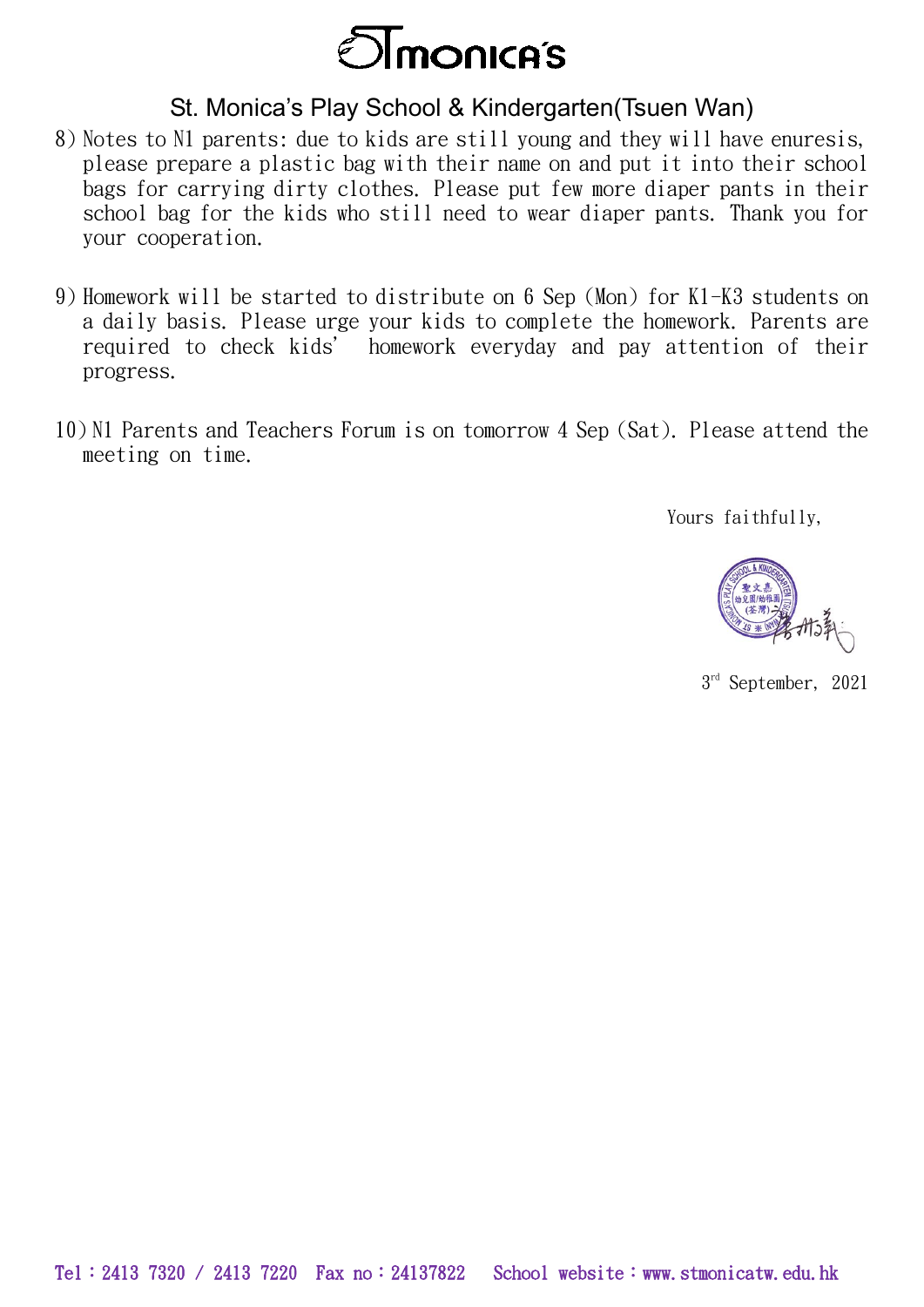8) Notes to N1 parents: due to kids are still young and they will have enuresis, please prepare a plastic bag with their name on and put it into their school bags for carrying dirty clothes. Please put few more diaper pants in their school bag for the kids who still need to wear diaper pants. Thank you for your cooperation.

9) Homework will be started to distribute on 6 Sep (Mon) for K1-K3 students on a daily basis. Please urge your kids to complete the homework. Parents are required to check kids' homework everyday and pay attention of their progress.

10) N1 Parents and Teachers Forum is on tomorrow 4 Sep (Sat). Please attend the meeting on time.

Yours faithfully,

3rd September, 2021